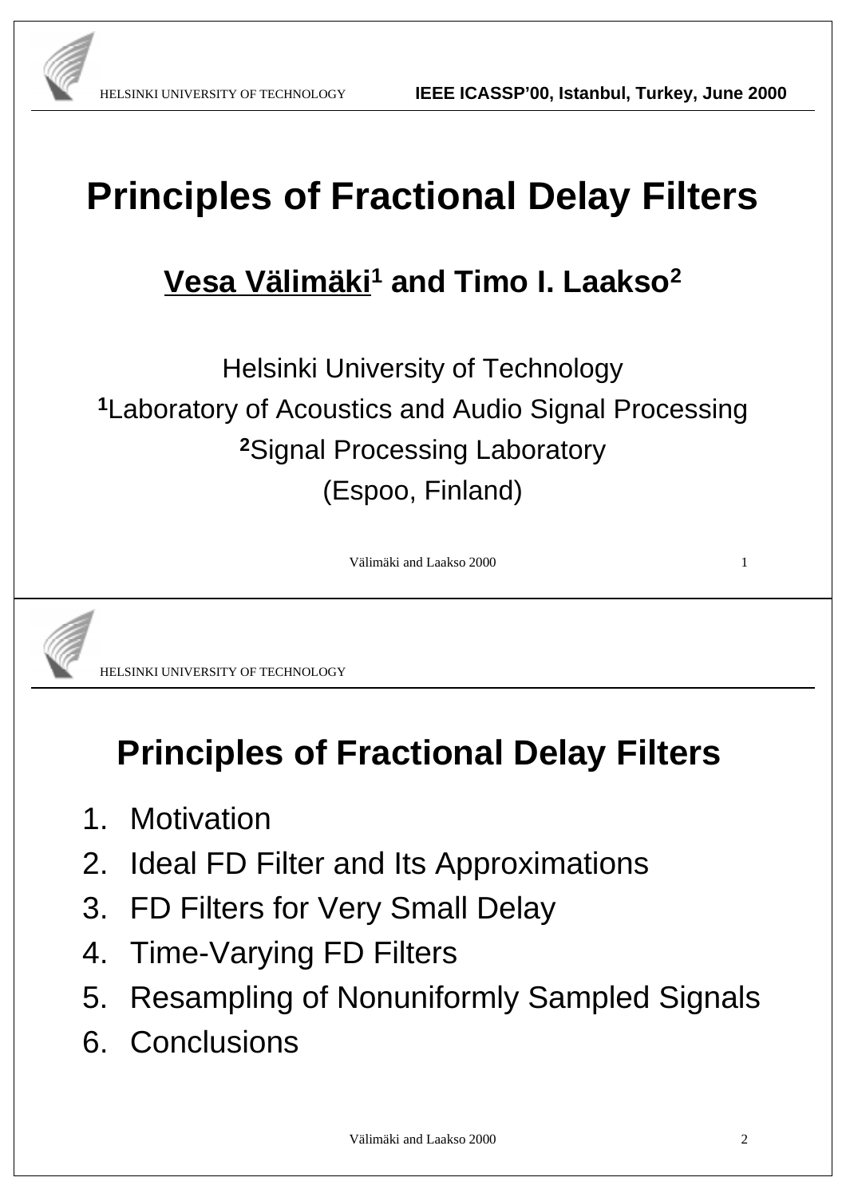IEEE ICASSP'00, Istanbul, Turkey, June 2000

# Principles of Fractional Delay Filters

## Vesa Välimäki[1] and Timo I. Laakso[2]

Helsinki University of Technology

[1]Laboratory of Acoustics and Audio Signal Processing

[2]Signal Processing Laboratory

(Espoo, Finland)

---

# Principles of Fractional Delay Filters

1. Motivation
2. Ideal FD Filter and Its Approximations
3. FD Filters for Very Small Delay
4. Time-Varying FD Filters
5. Resampling of Nonuniformly Sampled Signals
6. Conclusions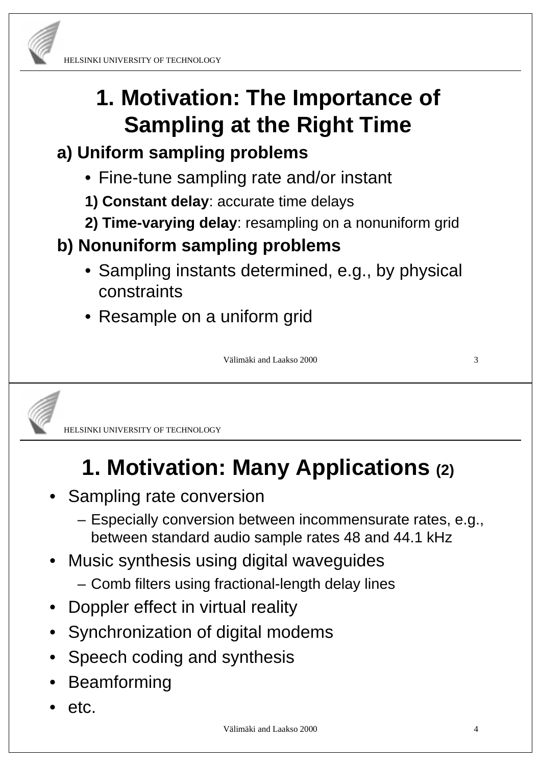# 1. Motivation: The Importance of Sampling at the Right Time

## a) Uniform sampling problems

- Fine-tune sampling rate and/or instant

**1) Constant delay**: accurate time delays

**2) Time-varying delay**: resampling on a nonuniform grid

## b) Nonuniform sampling problems

- Sampling instants determined, e.g., by physical constraints
- Resample on a uniform grid

# 1. Motivation: Many Applications (2)

- Sampling rate conversion
  - Especially conversion between incommensurate rates, e.g., between standard audio sample rates 48 and 44.1 kHz
- Music synthesis using digital waveguides
  - Comb filters using fractional-length delay lines
- Doppler effect in virtual reality
- Synchronization of digital modems
- Speech coding and synthesis
- Beamforming
- etc.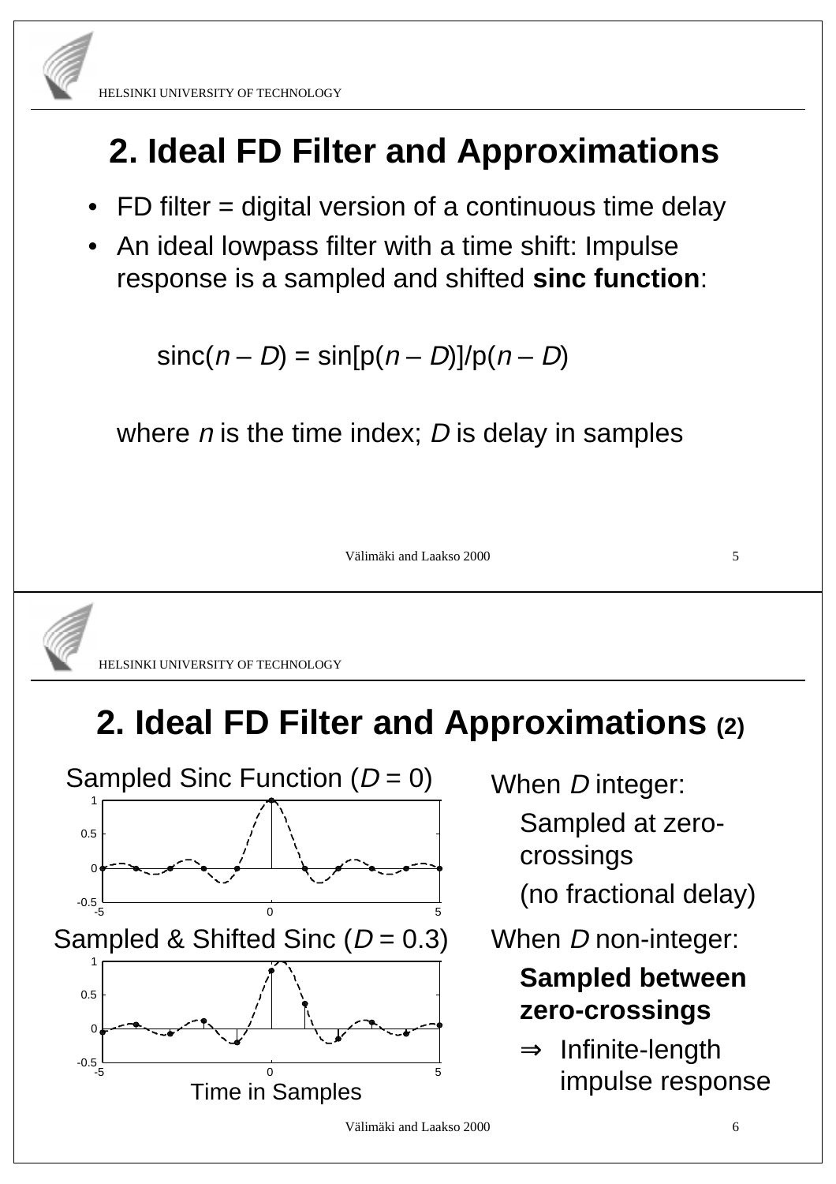# 2. Ideal FD Filter and Approximations

- FD filter = digital version of a continuous time delay
- An ideal lowpass filter with a time shift: Impulse response is a sampled and shifted **sinc function**:

$$\text{sinc}(n - D) = \sin[\pi(n - D)]/\pi(n - D)$$

where $n$ is the time index; $D$ is delay in samples

# 2. Ideal FD Filter and Approximations (2)

Sampled Sinc Function ($D$ = 0)

Sampled & Shifted Sinc ($D$ = 0.3)

Time in Samples

When $D$ integer:

Sampled at zero-crossings

(no fractional delay)

When $D$ non-integer:

**Sampled between zero-crossings**

⇒ Infinite-length impulse response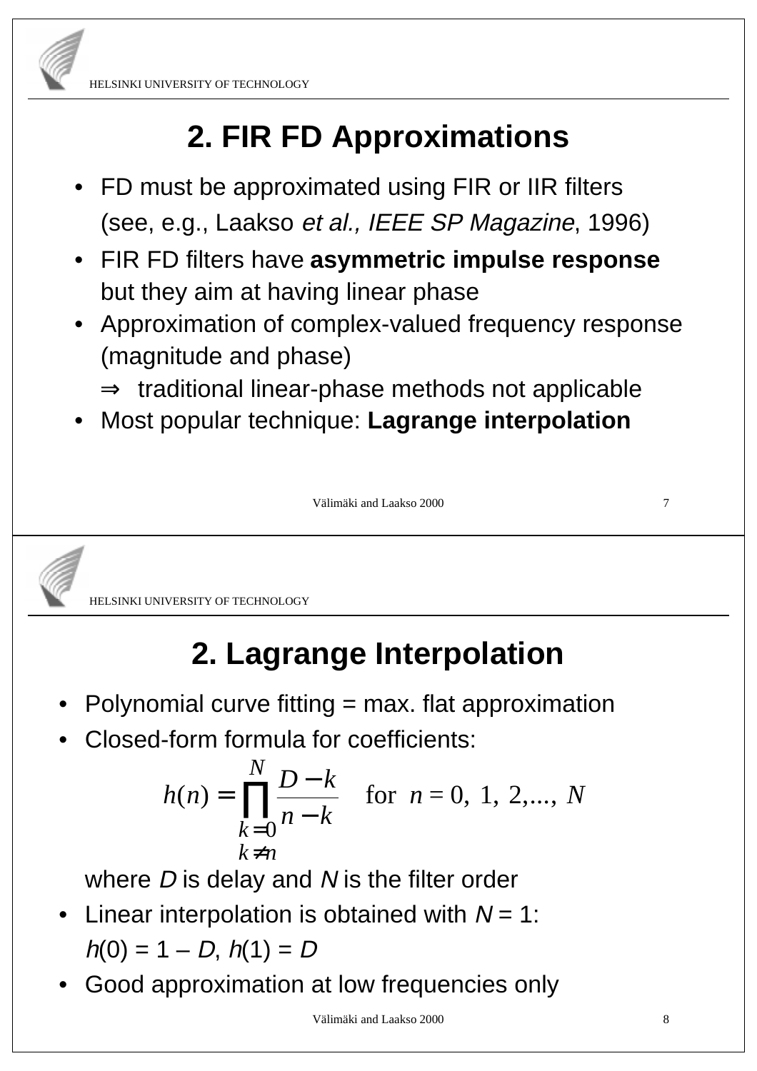# 2. FIR FD Approximations

- FD must be approximated using FIR or IIR filters (see, e.g., Laakso *et al., IEEE SP Magazine*, 1996)
- FIR FD filters have **asymmetric impulse response** but they aim at having linear phase
- Approximation of complex-valued frequency response (magnitude and phase)
  - ⇒ traditional linear-phase methods not applicable
- Most popular technique: **Lagrange interpolation**

# 2. Lagrange Interpolation

- Polynomial curve fitting = max. flat approximation
- Closed-form formula for coefficients:

$$h(n) = \prod_{\substack{k=0 \\ k \neq n}}^{N} \frac{D-k}{n-k} \quad \text{for } n = 0, 1, 2, ..., N$$

  where $D$ is delay and $N$ is the filter order
- Linear interpolation is obtained with $N = 1$:
  $h(0) = 1 - D$, $h(1) = D$
- Good approximation at low frequencies only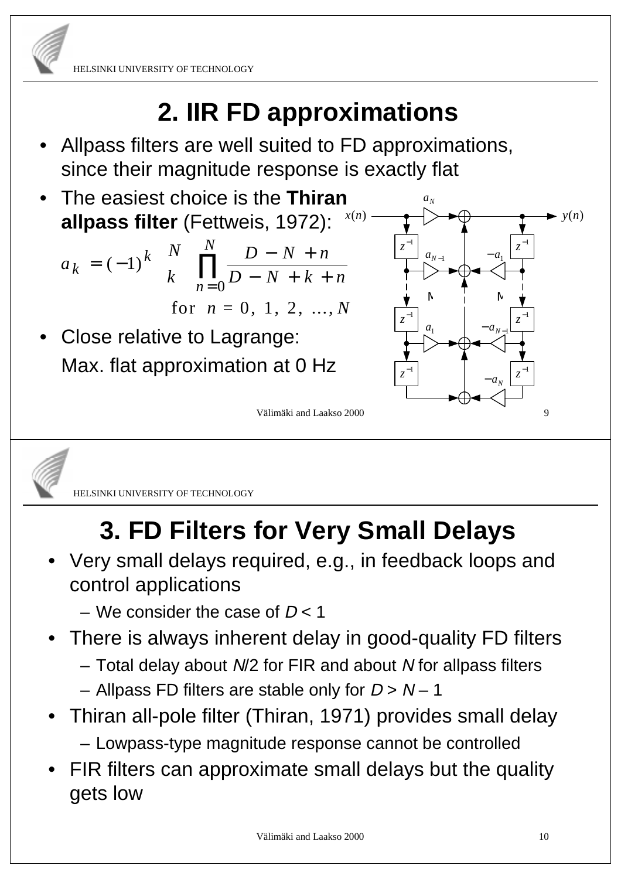# 2. IIR FD approximations

- Allpass filters are well suited to FD approximations, since their magnitude response is exactly flat
- The easiest choice is the **Thiran allpass filter** (Fettweis, 1972):

$$a_k = (-1)^k \binom{N}{k} \prod_{n=0}^{N} \frac{D - N + n}{D - N + k + n}$$

for $n = 0, 1, 2, \ldots, N$

- Close relative to Lagrange: Max. flat approximation at 0 Hz

Välimäki and Laakso 2000

# 3. FD Filters for Very Small Delays

- Very small delays required, e.g., in feedback loops and control applications
  - We consider the case of $D < 1$
- There is always inherent delay in good-quality FD filters
  - Total delay about $N/2$ for FIR and about $N$ for allpass filters
  - Allpass FD filters are stable only for $D > N - 1$
- Thiran all-pole filter (Thiran, 1971) provides small delay
  - Lowpass-type magnitude response cannot be controlled
- FIR filters can approximate small delays but the quality gets low

Välimäki and Laakso 2000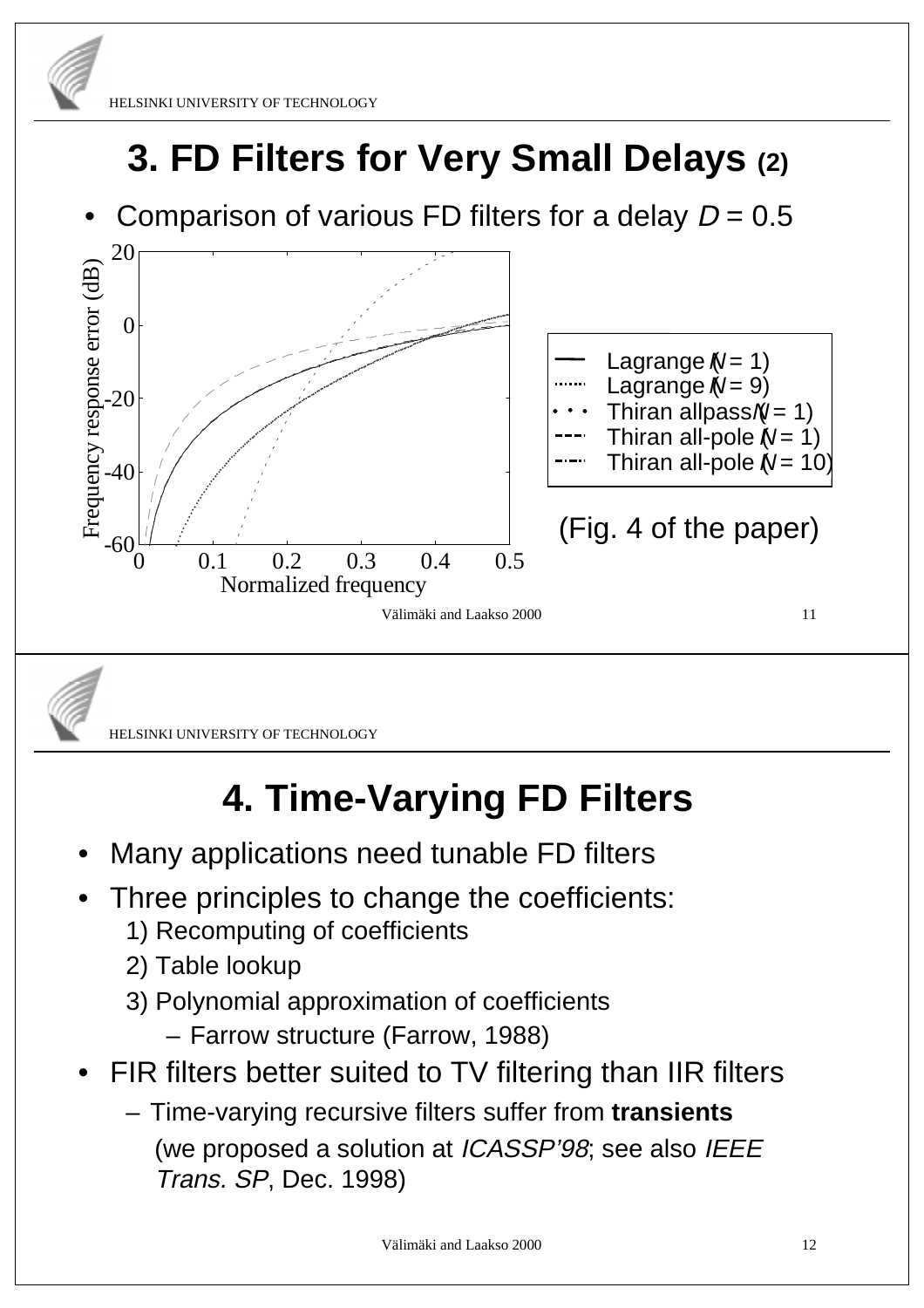# 3. FD Filters for Very Small Delays (2)

- Comparison of various FD filters for a delay $D = 0.5$

Frequency response error (dB)

Normalized frequency

- Lagrange ($N = 1$)
- Lagrange ($N = 9$)
- Thiran allpass ($N = 1$)
- Thiran all-pole ($N = 1$)
- Thiran all-pole ($N = 10$)

(Fig. 4 of the paper)

# 4. Time-Varying FD Filters

- Many applications need tunable FD filters
- Three principles to change the coefficients:
  1) Recomputing of coefficients
  2) Table lookup
  3) Polynomial approximation of coefficients
     – Farrow structure (Farrow, 1988)
- FIR filters better suited to TV filtering than IIR filters
  – Time-varying recursive filters suffer from **transients** (we proposed a solution at *ICASSP'98*; see also *IEEE Trans. SP*, Dec. 1998)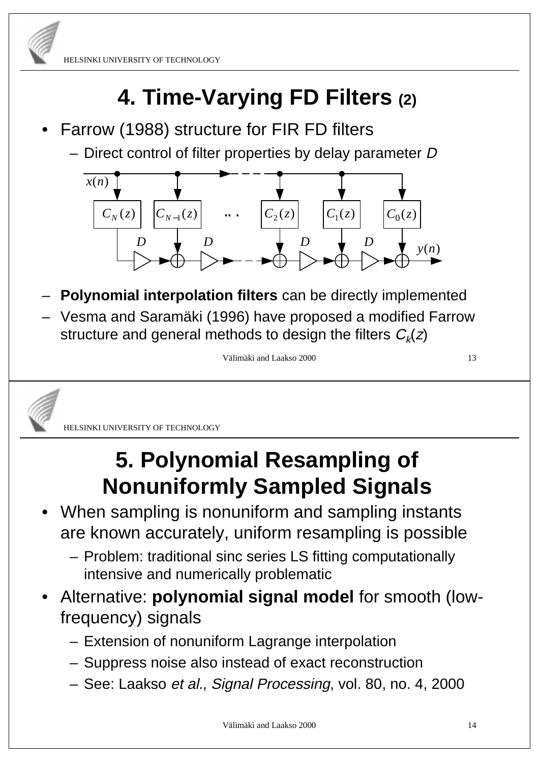# 4. Time-Varying FD Filters (2)

- Farrow (1988) structure for FIR FD filters
  - Direct control of filter properties by delay parameter $D$

$x(n)$ $C_N(z)$ $C_{N-1}(z)$ ... $C_2(z)$ $C_1(z)$ $C_0(z)$ $D$ $D$ $D$ $D$ $y(n)$

  - **Polynomial interpolation filters** can be directly implemented
  - Vesma and Saramäki (1996) have proposed a modified Farrow structure and general methods to design the filters $C_k(z)$

# 5. Polynomial Resampling of Nonuniformly Sampled Signals

- When sampling is nonuniform and sampling instants are known accurately, uniform resampling is possible
  - Problem: traditional sinc series LS fitting computationally intensive and numerically problematic
- Alternative: **polynomial signal model** for smooth (low-frequency) signals
  - Extension of nonuniform Lagrange interpolation
  - Suppress noise also instead of exact reconstruction
  - See: Laakso *et al.*, *Signal Processing*, vol. 80, no. 4, 2000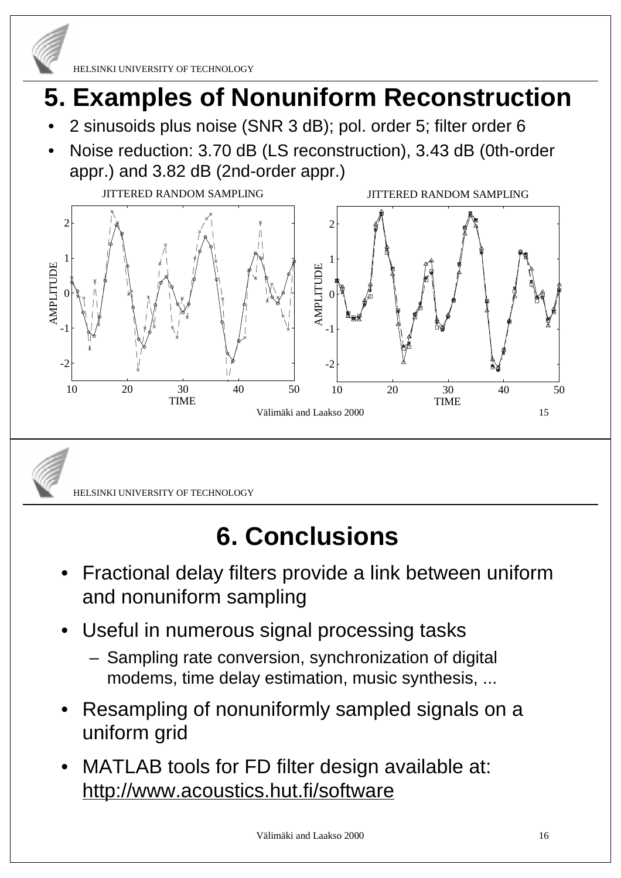# 5. Examples of Nonuniform Reconstruction

- 2 sinusoids plus noise (SNR 3 dB); pol. order 5; filter order 6
- Noise reduction: 3.70 dB (LS reconstruction), 3.43 dB (0th-order appr.) and 3.82 dB (2nd-order appr.)

JITTERED RANDOM SAMPLING

AMPLITUDE

2
1
0
-1
-2

10 20 30 40 50

TIME

JITTERED RANDOM SAMPLING

AMPLITUDE

2
1
0
-1
-2

10 20 30 40 50

TIME

# 6. Conclusions

- Fractional delay filters provide a link between uniform and nonuniform sampling
- Useful in numerous signal processing tasks
  - Sampling rate conversion, synchronization of digital modems, time delay estimation, music synthesis, ...
- Resampling of nonuniformly sampled signals on a uniform grid
- MATLAB tools for FD filter design available at: http://www.acoustics.hut.fi/software